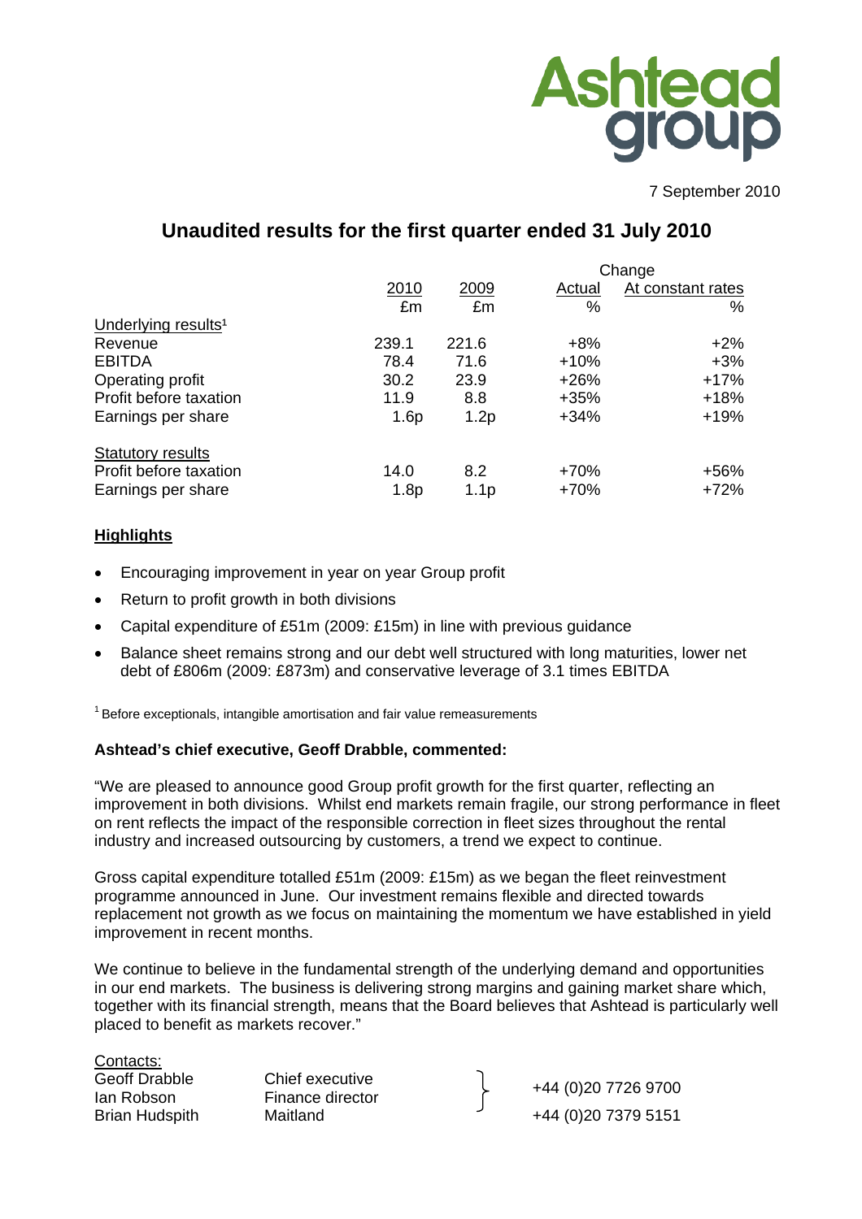Ashtead group

7 September 2010

# Unaudited results for the first quarter ended 31 July 2010

| | 2010 | 2009 | Change Actual | Change At constant rates |
|---|---|---|---|---|
| | £m | £m | % | % |
| Underlying results[1] | | | | |
| Revenue | 239.1 | 221.6 | +8% | +2% |
| EBITDA | 78.4 | 71.6 | +10% | +3% |
| Operating profit | 30.2 | 23.9 | +26% | +17% |
| Profit before taxation | 11.9 | 8.8 | +35% | +18% |
| Earnings per share | 1.6p | 1.2p | +34% | +19% |
| Statutory results | | | | |
| Profit before taxation | 14.0 | 8.2 | +70% | +56% |
| Earnings per share | 1.8p | 1.1p | +70% | +72% |

## Highlights

- Encouraging improvement in year on year Group profit
- Return to profit growth in both divisions
- Capital expenditure of £51m (2009: £15m) in line with previous guidance
- Balance sheet remains strong and our debt well structured with long maturities, lower net debt of £806m (2009: £873m) and conservative leverage of 3.1 times EBITDA

[1] Before exceptionals, intangible amortisation and fair value remeasurements

**Ashtead's chief executive, Geoff Drabble, commented:**

"We are pleased to announce good Group profit growth for the first quarter, reflecting an improvement in both divisions. Whilst end markets remain fragile, our strong performance in fleet on rent reflects the impact of the responsible correction in fleet sizes throughout the rental industry and increased outsourcing by customers, a trend we expect to continue.

Gross capital expenditure totalled £51m (2009: £15m) as we began the fleet reinvestment programme announced in June. Our investment remains flexible and directed towards replacement not growth as we focus on maintaining the momentum we have established in yield improvement in recent months.

We continue to believe in the fundamental strength of the underlying demand and opportunities in our end markets. The business is delivering strong margins and gaining market share which, together with its financial strength, means that the Board believes that Ashtead is particularly well placed to benefit as markets recover."

Contacts:

| | | |
|---|---|---|
| Geoff Drabble | Chief executive | +44 (0)20 7726 9700 |
| Ian Robson | Finance director | |
| Brian Hudspith | Maitland | +44 (0)20 7379 5151 |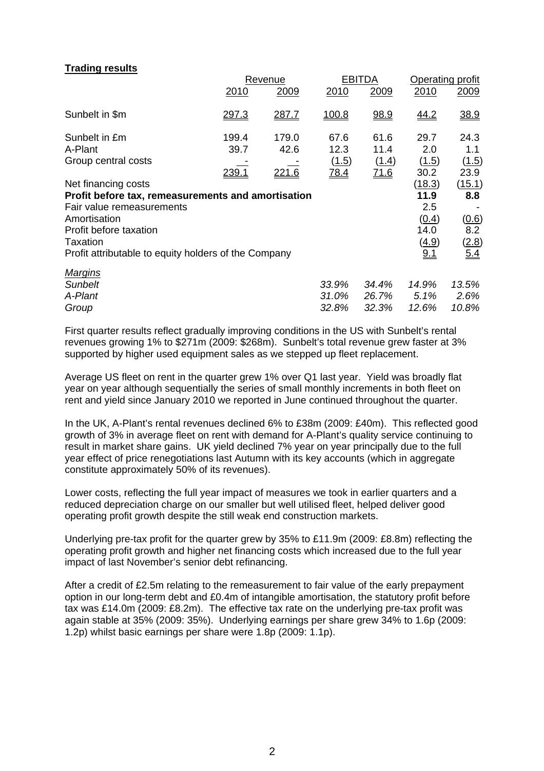**Trading results**

| | Revenue | | EBITDA | | Operating profit | |
|---|---|---|---|---|---|---|
| | 2010 | 2009 | 2010 | 2009 | 2010 | 2009 |
| Sunbelt in $m | 297.3 | 287.7 | 100.8 | 98.9 | 44.2 | 38.9 |
| Sunbelt in £m | 199.4 | 179.0 | 67.6 | 61.6 | 29.7 | 24.3 |
| A-Plant | 39.7 | 42.6 | 12.3 | 11.4 | 2.0 | 1.1 |
| Group central costs | - | - | (1.5) | (1.4) | (1.5) | (1.5) |
| | 239.1 | 221.6 | 78.4 | 71.6 | 30.2 | 23.9 |
| Net financing costs | | | | | (18.3) | (15.1) |
| **Profit before tax, remeasurements and amortisation** | | | | | **11.9** | **8.8** |
| Fair value remeasurements | | | | | 2.5 | - |
| Amortisation | | | | | (0.4) | (0.6) |
| Profit before taxation | | | | | 14.0 | 8.2 |
| Taxation | | | | | (4.9) | (2.8) |
| Profit attributable to equity holders of the Company | | | | | 9.1 | 5.4 |
| *Margins* | | | | | | |
| *Sunbelt* | | | *33.9%* | *34.4%* | *14.9%* | *13.5%* |
| *A-Plant* | | | *31.0%* | *26.7%* | *5.1%* | *2.6%* |
| *Group* | | | *32.8%* | *32.3%* | *12.6%* | *10.8%* |

First quarter results reflect gradually improving conditions in the US with Sunbelt's rental revenues growing 1% to $271m (2009: $268m). Sunbelt's total revenue grew faster at 3% supported by higher used equipment sales as we stepped up fleet replacement.

Average US fleet on rent in the quarter grew 1% over Q1 last year. Yield was broadly flat year on year although sequentially the series of small monthly increments in both fleet on rent and yield since January 2010 we reported in June continued throughout the quarter.

In the UK, A-Plant's rental revenues declined 6% to £38m (2009: £40m). This reflected good growth of 3% in average fleet on rent with demand for A-Plant's quality service continuing to result in market share gains. UK yield declined 7% year on year principally due to the full year effect of price renegotiations last Autumn with its key accounts (which in aggregate constitute approximately 50% of its revenues).

Lower costs, reflecting the full year impact of measures we took in earlier quarters and a reduced depreciation charge on our smaller but well utilised fleet, helped deliver good operating profit growth despite the still weak end construction markets.

Underlying pre-tax profit for the quarter grew by 35% to £11.9m (2009: £8.8m) reflecting the operating profit growth and higher net financing costs which increased due to the full year impact of last November's senior debt refinancing.

After a credit of £2.5m relating to the remeasurement to fair value of the early prepayment option in our long-term debt and £0.4m of intangible amortisation, the statutory profit before tax was £14.0m (2009: £8.2m). The effective tax rate on the underlying pre-tax profit was again stable at 35% (2009: 35%). Underlying earnings per share grew 34% to 1.6p (2009: 1.2p) whilst basic earnings per share were 1.8p (2009: 1.1p).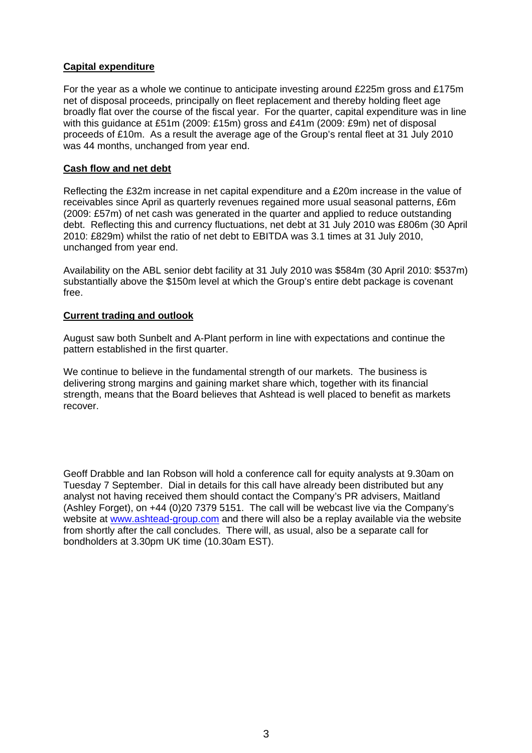## Capital expenditure

For the year as a whole we continue to anticipate investing around £225m gross and £175m net of disposal proceeds, principally on fleet replacement and thereby holding fleet age broadly flat over the course of the fiscal year. For the quarter, capital expenditure was in line with this guidance at £51m (2009: £15m) gross and £41m (2009: £9m) net of disposal proceeds of £10m. As a result the average age of the Group's rental fleet at 31 July 2010 was 44 months, unchanged from year end.

## Cash flow and net debt

Reflecting the £32m increase in net capital expenditure and a £20m increase in the value of receivables since April as quarterly revenues regained more usual seasonal patterns, £6m (2009: £57m) of net cash was generated in the quarter and applied to reduce outstanding debt. Reflecting this and currency fluctuations, net debt at 31 July 2010 was £806m (30 April 2010: £829m) whilst the ratio of net debt to EBITDA was 3.1 times at 31 July 2010, unchanged from year end.

Availability on the ABL senior debt facility at 31 July 2010 was $584m (30 April 2010: $537m) substantially above the $150m level at which the Group's entire debt package is covenant free.

## Current trading and outlook

August saw both Sunbelt and A-Plant perform in line with expectations and continue the pattern established in the first quarter.

We continue to believe in the fundamental strength of our markets. The business is delivering strong margins and gaining market share which, together with its financial strength, means that the Board believes that Ashtead is well placed to benefit as markets recover.

Geoff Drabble and Ian Robson will hold a conference call for equity analysts at 9.30am on Tuesday 7 September. Dial in details for this call have already been distributed but any analyst not having received them should contact the Company's PR advisers, Maitland (Ashley Forget), on +44 (0)20 7379 5151. The call will be webcast live via the Company's website at [www.ashtead-group.com](http://www.ashtead-group.com) and there will also be a replay available via the website from shortly after the call concludes. There will, as usual, also be a separate call for bondholders at 3.30pm UK time (10.30am EST).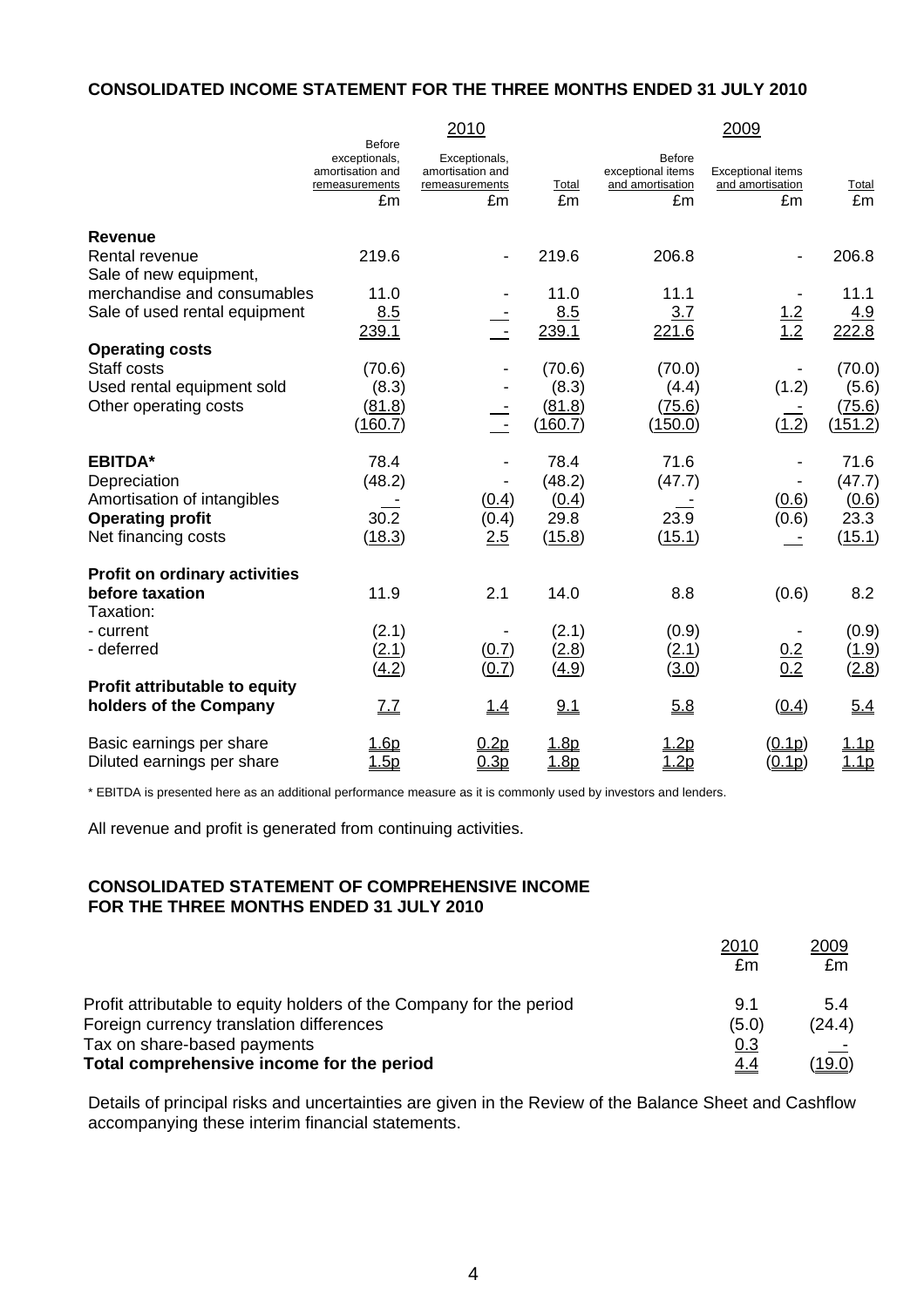## CONSOLIDATED INCOME STATEMENT FOR THE THREE MONTHS ENDED 31 JULY 2010

| | 2010 | | | 2009 | | |
|---|---|---|---|---|---|---|
| | Before exceptionals, amortisation and remeasurements £m | Exceptionals, amortisation and remeasurements £m | Total £m | Before exceptional items and amortisation £m | Exceptional items and amortisation £m | Total £m |
| **Revenue** | | | | | | |
| Rental revenue | 219.6 | - | 219.6 | 206.8 | - | 206.8 |
| Sale of new equipment, merchandise and consumables | 11.0 | - | 11.0 | 11.1 | - | 11.1 |
| Sale of used rental equipment | 8.5 | - | 8.5 | 3.7 | 1.2 | 4.9 |
| | 239.1 | - | 239.1 | 221.6 | 1.2 | 222.8 |
| **Operating costs** | | | | | | |
| Staff costs | (70.6) | - | (70.6) | (70.0) | - | (70.0) |
| Used rental equipment sold | (8.3) | - | (8.3) | (4.4) | (1.2) | (5.6) |
| Other operating costs | (81.8) | - | (81.8) | (75.6) | - | (75.6) |
| | (160.7) | - | (160.7) | (150.0) | (1.2) | (151.2) |
| **EBITDA*** | 78.4 | - | 78.4 | 71.6 | - | 71.6 |
| Depreciation | (48.2) | - | (48.2) | (47.7) | - | (47.7) |
| Amortisation of intangibles | - | (0.4) | (0.4) | - | (0.6) | (0.6) |
| **Operating profit** | 30.2 | (0.4) | 29.8 | 23.9 | (0.6) | 23.3 |
| Net financing costs | (18.3) | 2.5 | (15.8) | (15.1) | - | (15.1) |
| **Profit on ordinary activities before taxation** | 11.9 | 2.1 | 14.0 | 8.8 | (0.6) | 8.2 |
| Taxation: | | | | | | |
| - current | (2.1) | - | (2.1) | (0.9) | - | (0.9) |
| - deferred | (2.1) | (0.7) | (2.8) | (2.1) | 0.2 | (1.9) |
| | (4.2) | (0.7) | (4.9) | (3.0) | 0.2 | (2.8) |
| **Profit attributable to equity holders of the Company** | 7.7 | 1.4 | 9.1 | 5.8 | (0.4) | 5.4 |
| Basic earnings per share | 1.6p | 0.2p | 1.8p | 1.2p | (0.1p) | 1.1p |
| Diluted earnings per share | 1.5p | 0.3p | 1.8p | 1.2p | (0.1p) | 1.1p |

\* EBITDA is presented here as an additional performance measure as it is commonly used by investors and lenders.

All revenue and profit is generated from continuing activities.

## CONSOLIDATED STATEMENT OF COMPREHENSIVE INCOME FOR THE THREE MONTHS ENDED 31 JULY 2010

| | 2010 £m | 2009 £m |
|---|---|---|
| Profit attributable to equity holders of the Company for the period | 9.1 | 5.4 |
| Foreign currency translation differences | (5.0) | (24.4) |
| Tax on share-based payments | 0.3 | - |
| **Total comprehensive income for the period** | 4.4 | (19.0) |

Details of principal risks and uncertainties are given in the Review of the Balance Sheet and Cashflow accompanying these interim financial statements.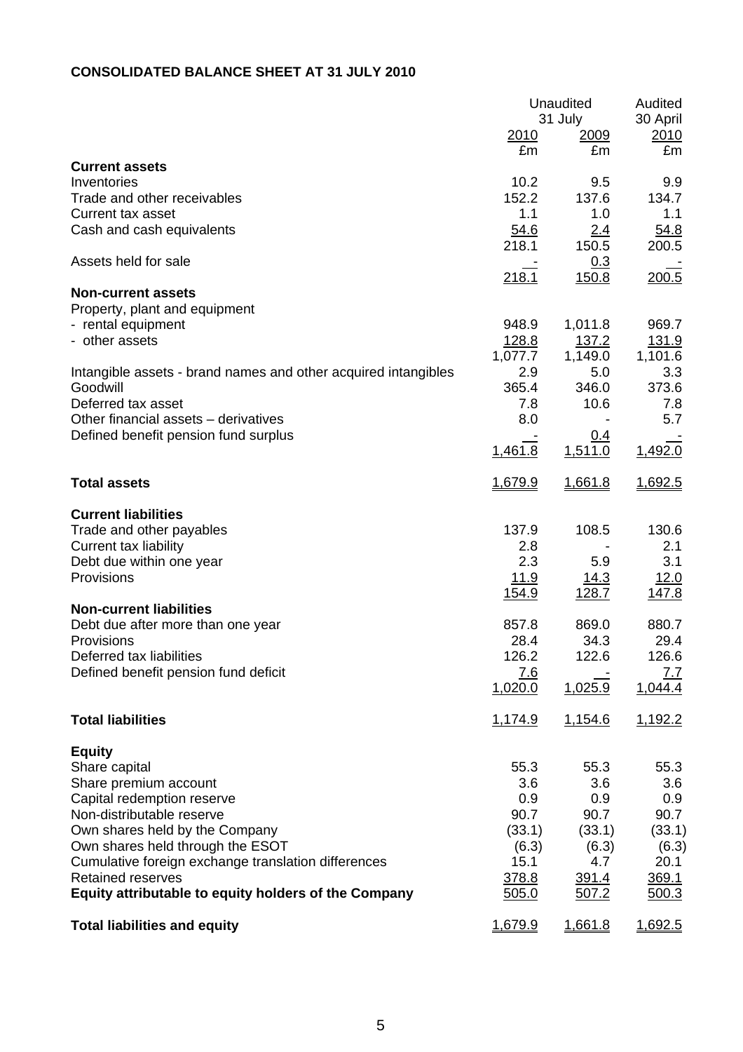**CONSOLIDATED BALANCE SHEET AT 31 JULY 2010**

| | Unaudited 31 July 2010 | Unaudited 31 July 2009 | Audited 30 April 2010 |
|---|---|---|---|
| | £m | £m | £m |
| **Current assets** | | | |
| Inventories | 10.2 | 9.5 | 9.9 |
| Trade and other receivables | 152.2 | 137.6 | 134.7 |
| Current tax asset | 1.1 | 1.0 | 1.1 |
| Cash and cash equivalents | 54.6 | 2.4 | 54.8 |
| | 218.1 | 150.5 | 200.5 |
| Assets held for sale | - | 0.3 | - |
| | 218.1 | 150.8 | 200.5 |
| **Non-current assets** | | | |
| Property, plant and equipment | | | |
| - rental equipment | 948.9 | 1,011.8 | 969.7 |
| - other assets | 128.8 | 137.2 | 131.9 |
| | 1,077.7 | 1,149.0 | 1,101.6 |
| Intangible assets - brand names and other acquired intangibles | 2.9 | 5.0 | 3.3 |
| Goodwill | 365.4 | 346.0 | 373.6 |
| Deferred tax asset | 7.8 | 10.6 | 7.8 |
| Other financial assets – derivatives | 8.0 | - | 5.7 |
| Defined benefit pension fund surplus | - | 0.4 | - |
| | 1,461.8 | 1,511.0 | 1,492.0 |
| **Total assets** | 1,679.9 | 1,661.8 | 1,692.5 |
| **Current liabilities** | | | |
| Trade and other payables | 137.9 | 108.5 | 130.6 |
| Current tax liability | 2.8 | - | 2.1 |
| Debt due within one year | 2.3 | 5.9 | 3.1 |
| Provisions | 11.9 | 14.3 | 12.0 |
| | 154.9 | 128.7 | 147.8 |
| **Non-current liabilities** | | | |
| Debt due after more than one year | 857.8 | 869.0 | 880.7 |
| Provisions | 28.4 | 34.3 | 29.4 |
| Deferred tax liabilities | 126.2 | 122.6 | 126.6 |
| Defined benefit pension fund deficit | 7.6 | - | 7.7 |
| | 1,020.0 | 1,025.9 | 1,044.4 |
| **Total liabilities** | 1,174.9 | 1,154.6 | 1,192.2 |
| **Equity** | | | |
| Share capital | 55.3 | 55.3 | 55.3 |
| Share premium account | 3.6 | 3.6 | 3.6 |
| Capital redemption reserve | 0.9 | 0.9 | 0.9 |
| Non-distributable reserve | 90.7 | 90.7 | 90.7 |
| Own shares held by the Company | (33.1) | (33.1) | (33.1) |
| Own shares held through the ESOT | (6.3) | (6.3) | (6.3) |
| Cumulative foreign exchange translation differences | 15.1 | 4.7 | 20.1 |
| Retained reserves | 378.8 | 391.4 | 369.1 |
| **Equity attributable to equity holders of the Company** | 505.0 | 507.2 | 500.3 |
| **Total liabilities and equity** | 1,679.9 | 1,661.8 | 1,692.5 |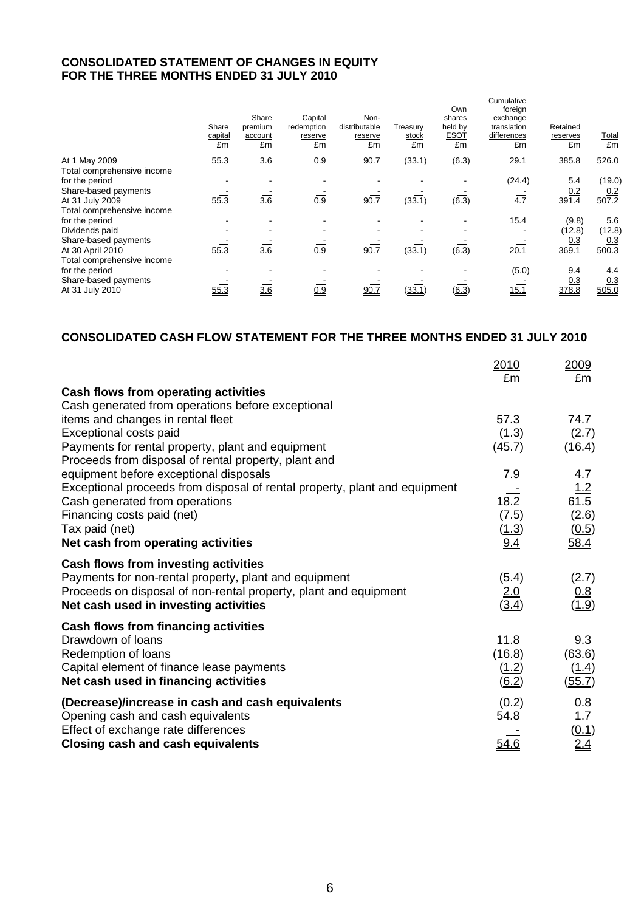## CONSOLIDATED STATEMENT OF CHANGES IN EQUITY FOR THE THREE MONTHS ENDED 31 JULY 2010

| | Share capital £m | Share premium account £m | Capital redemption reserve £m | Non-distributable reserve £m | Treasury stock £m | Own shares held by ESOT £m | Cumulative foreign exchange translation differences £m | Retained reserves £m | Total £m |
|---|---|---|---|---|---|---|---|---|---|
| At 1 May 2009 | 55.3 | 3.6 | 0.9 | 90.7 | (33.1) | (6.3) | 29.1 | 385.8 | 526.0 |
| Total comprehensive income for the period | - | - | - | - | - | - | (24.4) | 5.4 | (19.0) |
| Share-based payments | - | - | - | - | - | - | - | 0.2 | 0.2 |
| At 31 July 2009 | 55.3 | 3.6 | 0.9 | 90.7 | (33.1) | (6.3) | 4.7 | 391.4 | 507.2 |
| Total comprehensive income for the period | - | - | - | - | - | - | 15.4 | (9.8) | 5.6 |
| Dividends paid | - | - | - | - | - | - | - | (12.8) | (12.8) |
| Share-based payments | - | - | - | - | - | - | - | 0.3 | 0.3 |
| At 30 April 2010 | 55.3 | 3.6 | 0.9 | 90.7 | (33.1) | (6.3) | 20.1 | 369.1 | 500.3 |
| Total comprehensive income for the period | - | - | - | - | - | - | (5.0) | 9.4 | 4.4 |
| Share-based payments | - | - | - | - | - | - | - | 0.3 | 0.3 |
| At 31 July 2010 | 55.3 | 3.6 | 0.9 | 90.7 | (33.1) | (6.3) | 15.1 | 378.8 | 505.0 |

## CONSOLIDATED CASH FLOW STATEMENT FOR THE THREE MONTHS ENDED 31 JULY 2010

| | 2010 £m | 2009 £m |
|---|---|---|
| **Cash flows from operating activities** | | |
| Cash generated from operations before exceptional items and changes in rental fleet | 57.3 | 74.7 |
| Exceptional costs paid | (1.3) | (2.7) |
| Payments for rental property, plant and equipment | (45.7) | (16.4) |
| Proceeds from disposal of rental property, plant and equipment before exceptional disposals | 7.9 | 4.7 |
| Exceptional proceeds from disposal of rental property, plant and equipment | - | 1.2 |
| Cash generated from operations | 18.2 | 61.5 |
| Financing costs paid (net) | (7.5) | (2.6) |
| Tax paid (net) | (1.3) | (0.5) |
| **Net cash from operating activities** | 9.4 | 58.4 |
| **Cash flows from investing activities** | | |
| Payments for non-rental property, plant and equipment | (5.4) | (2.7) |
| Proceeds on disposal of non-rental property, plant and equipment | 2.0 | 0.8 |
| **Net cash used in investing activities** | (3.4) | (1.9) |
| **Cash flows from financing activities** | | |
| Drawdown of loans | 11.8 | 9.3 |
| Redemption of loans | (16.8) | (63.6) |
| Capital element of finance lease payments | (1.2) | (1.4) |
| **Net cash used in financing activities** | (6.2) | (55.7) |
| **(Decrease)/increase in cash and cash equivalents** | (0.2) | 0.8 |
| Opening cash and cash equivalents | 54.8 | 1.7 |
| Effect of exchange rate differences | - | (0.1) |
| **Closing cash and cash equivalents** | 54.6 | 2.4 |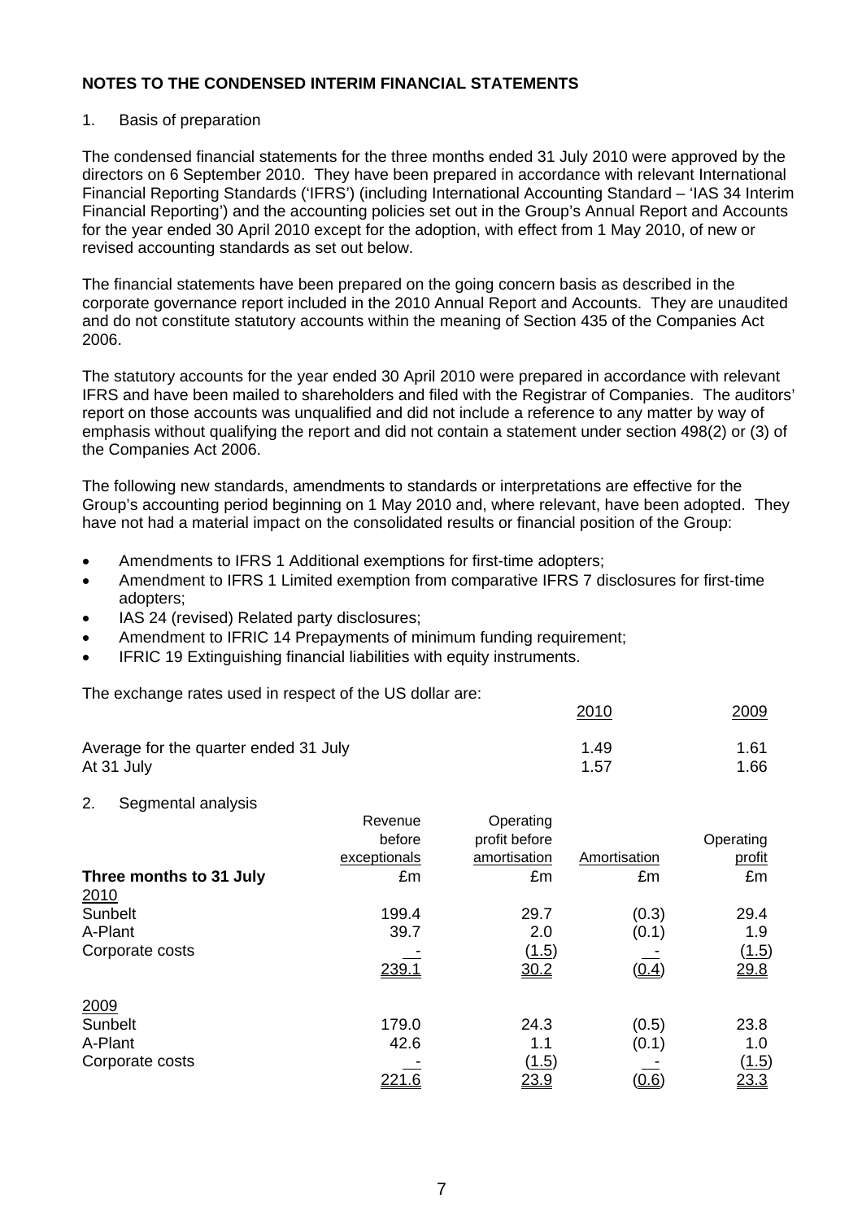**NOTES TO THE CONDENSED INTERIM FINANCIAL STATEMENTS**

1. Basis of preparation

The condensed financial statements for the three months ended 31 July 2010 were approved by the directors on 6 September 2010. They have been prepared in accordance with relevant International Financial Reporting Standards ('IFRS') (including International Accounting Standard – 'IAS 34 Interim Financial Reporting') and the accounting policies set out in the Group's Annual Report and Accounts for the year ended 30 April 2010 except for the adoption, with effect from 1 May 2010, of new or revised accounting standards as set out below.

The financial statements have been prepared on the going concern basis as described in the corporate governance report included in the 2010 Annual Report and Accounts. They are unaudited and do not constitute statutory accounts within the meaning of Section 435 of the Companies Act 2006.

The statutory accounts for the year ended 30 April 2010 were prepared in accordance with relevant IFRS and have been mailed to shareholders and filed with the Registrar of Companies. The auditors' report on those accounts was unqualified and did not include a reference to any matter by way of emphasis without qualifying the report and did not contain a statement under section 498(2) or (3) of the Companies Act 2006.

The following new standards, amendments to standards or interpretations are effective for the Group's accounting period beginning on 1 May 2010 and, where relevant, have been adopted. They have not had a material impact on the consolidated results or financial position of the Group:

- Amendments to IFRS 1 Additional exemptions for first-time adopters;
- Amendment to IFRS 1 Limited exemption from comparative IFRS 7 disclosures for first-time adopters;
- IAS 24 (revised) Related party disclosures;
- Amendment to IFRIC 14 Prepayments of minimum funding requirement;
- IFRIC 19 Extinguishing financial liabilities with equity instruments.

The exchange rates used in respect of the US dollar are:

| | 2010 | 2009 |
|---|---|---|
| Average for the quarter ended 31 July | 1.49 | 1.61 |
| At 31 July | 1.57 | 1.66 |

2. Segmental analysis

| Three months to 31 July | Revenue before exceptionals £m | Operating profit before amortisation £m | Amortisation £m | Operating profit £m |
|---|---|---|---|---|
| 2010 | | | | |
| Sunbelt | 199.4 | 29.7 | (0.3) | 29.4 |
| A-Plant | 39.7 | 2.0 | (0.1) | 1.9 |
| Corporate costs | - | (1.5) | - | (1.5) |
| | 239.1 | 30.2 | (0.4) | 29.8 |
| 2009 | | | | |
| Sunbelt | 179.0 | 24.3 | (0.5) | 23.8 |
| A-Plant | 42.6 | 1.1 | (0.1) | 1.0 |
| Corporate costs | - | (1.5) | - | (1.5) |
| | 221.6 | 23.9 | (0.6) | 23.3 |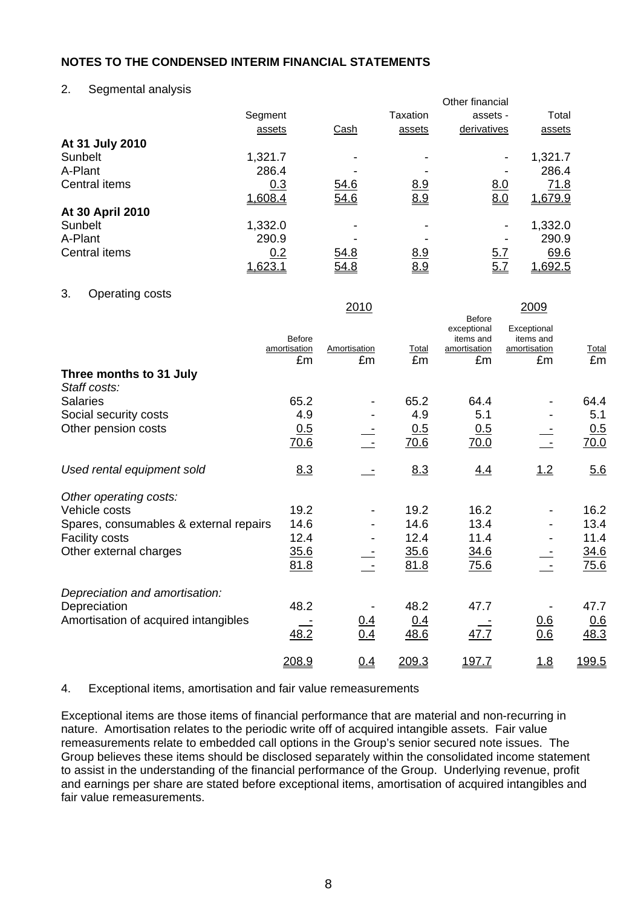## NOTES TO THE CONDENSED INTERIM FINANCIAL STATEMENTS

### 2. Segmental analysis

| | Segment assets | Cash | Taxation assets | Other financial assets - derivatives | Total assets |
|---|---|---|---|---|---|
| **At 31 July 2010** | | | | | |
| Sunbelt | 1,321.7 | - | - | - | 1,321.7 |
| A-Plant | 286.4 | - | - | - | 286.4 |
| Central items | 0.3 | 54.6 | 8.9 | 8.0 | 71.8 |
| | 1,608.4 | 54.6 | 8.9 | 8.0 | 1,679.9 |
| **At 30 April 2010** | | | | | |
| Sunbelt | 1,332.0 | - | - | - | 1,332.0 |
| A-Plant | 290.9 | - | - | - | 290.9 |
| Central items | 0.2 | 54.8 | 8.9 | 5.7 | 69.6 |
| | 1,623.1 | 54.8 | 8.9 | 5.7 | 1,692.5 |

### 3. Operating costs

| | 2010 | | | 2009 | | |
|---|---|---|---|---|---|---|
| | Before amortisation £m | Amortisation £m | Total £m | Before exceptional items and amortisation £m | Exceptional items and amortisation £m | Total £m |
| **Three months to 31 July** | | | | | | |
| *Staff costs:* | | | | | | |
| Salaries | 65.2 | - | 65.2 | 64.4 | - | 64.4 |
| Social security costs | 4.9 | - | 4.9 | 5.1 | - | 5.1 |
| Other pension costs | 0.5 | - | 0.5 | 0.5 | - | 0.5 |
| | 70.6 | - | 70.6 | 70.0 | - | 70.0 |
| *Used rental equipment sold* | 8.3 | - | 8.3 | 4.4 | 1.2 | 5.6 |
| *Other operating costs:* | | | | | | |
| Vehicle costs | 19.2 | - | 19.2 | 16.2 | - | 16.2 |
| Spares, consumables & external repairs | 14.6 | - | 14.6 | 13.4 | - | 13.4 |
| Facility costs | 12.4 | - | 12.4 | 11.4 | - | 11.4 |
| Other external charges | 35.6 | - | 35.6 | 34.6 | - | 34.6 |
| | 81.8 | - | 81.8 | 75.6 | - | 75.6 |
| *Depreciation and amortisation:* | | | | | | |
| Depreciation | 48.2 | - | 48.2 | 47.7 | - | 47.7 |
| Amortisation of acquired intangibles | - | 0.4 | 0.4 | - | 0.6 | 0.6 |
| | 48.2 | 0.4 | 48.6 | 47.7 | 0.6 | 48.3 |
| | 208.9 | 0.4 | 209.3 | 197.7 | 1.8 | 199.5 |

### 4. Exceptional items, amortisation and fair value remeasurements

Exceptional items are those items of financial performance that are material and non-recurring in nature. Amortisation relates to the periodic write off of acquired intangible assets. Fair value remeasurements relate to embedded call options in the Group's senior secured note issues. The Group believes these items should be disclosed separately within the consolidated income statement to assist in the understanding of the financial performance of the Group. Underlying revenue, profit and earnings per share are stated before exceptional items, amortisation of acquired intangibles and fair value remeasurements.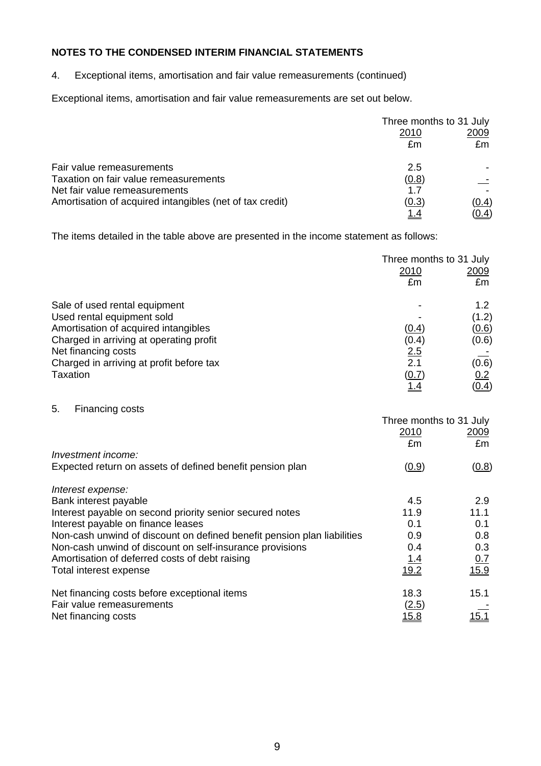**NOTES TO THE CONDENSED INTERIM FINANCIAL STATEMENTS**

4. Exceptional items, amortisation and fair value remeasurements (continued)

Exceptional items, amortisation and fair value remeasurements are set out below.

| | Three months to 31 July | |
|---|---|---|
| | 2010 | 2009 |
| | £m | £m |
| Fair value remeasurements | 2.5 | - |
| Taxation on fair value remeasurements | (0.8) | - |
| Net fair value remeasurements | 1.7 | - |
| Amortisation of acquired intangibles (net of tax credit) | (0.3) | (0.4) |
| | 1.4 | (0.4) |

The items detailed in the table above are presented in the income statement as follows:

| | Three months to 31 July | |
|---|---|---|
| | 2010 | 2009 |
| | £m | £m |
| Sale of used rental equipment | - | 1.2 |
| Used rental equipment sold | - | (1.2) |
| Amortisation of acquired intangibles | (0.4) | (0.6) |
| Charged in arriving at operating profit | (0.4) | (0.6) |
| Net financing costs | 2.5 | - |
| Charged in arriving at profit before tax | 2.1 | (0.6) |
| Taxation | (0.7) | 0.2 |
| | 1.4 | (0.4) |

5. Financing costs

| | Three months to 31 July | |
|---|---|---|
| | 2010 | 2009 |
| | £m | £m |
| *Investment income:* | | |
| Expected return on assets of defined benefit pension plan | (0.9) | (0.8) |
| *Interest expense:* | | |
| Bank interest payable | 4.5 | 2.9 |
| Interest payable on second priority senior secured notes | 11.9 | 11.1 |
| Interest payable on finance leases | 0.1 | 0.1 |
| Non-cash unwind of discount on defined benefit pension plan liabilities | 0.9 | 0.8 |
| Non-cash unwind of discount on self-insurance provisions | 0.4 | 0.3 |
| Amortisation of deferred costs of debt raising | 1.4 | 0.7 |
| Total interest expense | 19.2 | 15.9 |
| Net financing costs before exceptional items | 18.3 | 15.1 |
| Fair value remeasurements | (2.5) | - |
| Net financing costs | 15.8 | 15.1 |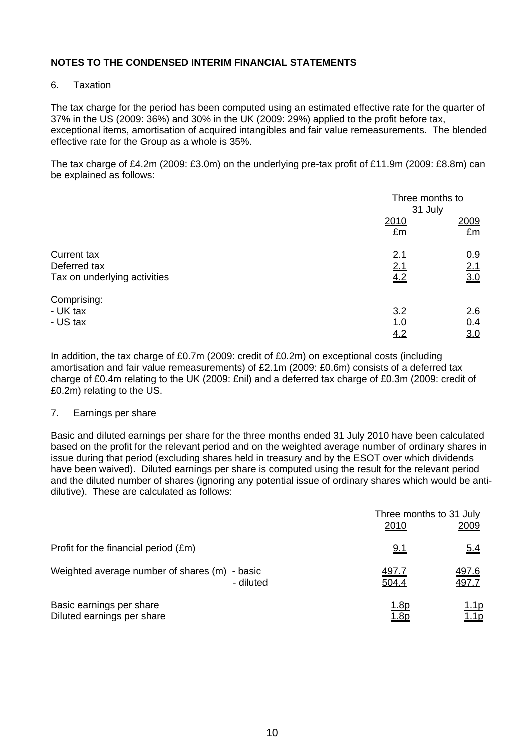## NOTES TO THE CONDENSED INTERIM FINANCIAL STATEMENTS

6. Taxation

The tax charge for the period has been computed using an estimated effective rate for the quarter of 37% in the US (2009: 36%) and 30% in the UK (2009: 29%) applied to the profit before tax, exceptional items, amortisation of acquired intangibles and fair value remeasurements. The blended effective rate for the Group as a whole is 35%.

The tax charge of £4.2m (2009: £3.0m) on the underlying pre-tax profit of £11.9m (2009: £8.8m) can be explained as follows:

| | Three months to 31 July | |
|---|---|---|
| | 2010 | 2009 |
| | £m | £m |
| Current tax | 2.1 | 0.9 |
| Deferred tax | 2.1 | 2.1 |
| Tax on underlying activities | 4.2 | 3.0 |
| Comprising: | | |
| - UK tax | 3.2 | 2.6 |
| - US tax | 1.0 | 0.4 |
| | 4.2 | 3.0 |

In addition, the tax charge of £0.7m (2009: credit of £0.2m) on exceptional costs (including amortisation and fair value remeasurements) of £2.1m (2009: £0.6m) consists of a deferred tax charge of £0.4m relating to the UK (2009: £nil) and a deferred tax charge of £0.3m (2009: credit of £0.2m) relating to the US.

7. Earnings per share

Basic and diluted earnings per share for the three months ended 31 July 2010 have been calculated based on the profit for the relevant period and on the weighted average number of ordinary shares in issue during that period (excluding shares held in treasury and by the ESOT over which dividends have been waived). Diluted earnings per share is computed using the result for the relevant period and the diluted number of shares (ignoring any potential issue of ordinary shares which would be anti-dilutive). These are calculated as follows:

| | | Three months to 31 July | |
|---|---|---|---|
| | | 2010 | 2009 |
| Profit for the financial period (£m) | | 9.1 | 5.4 |
| Weighted average number of shares (m) | - basic | 497.7 | 497.6 |
| | - diluted | 504.4 | 497.7 |
| Basic earnings per share | | 1.8p | 1.1p |
| Diluted earnings per share | | 1.8p | 1.1p |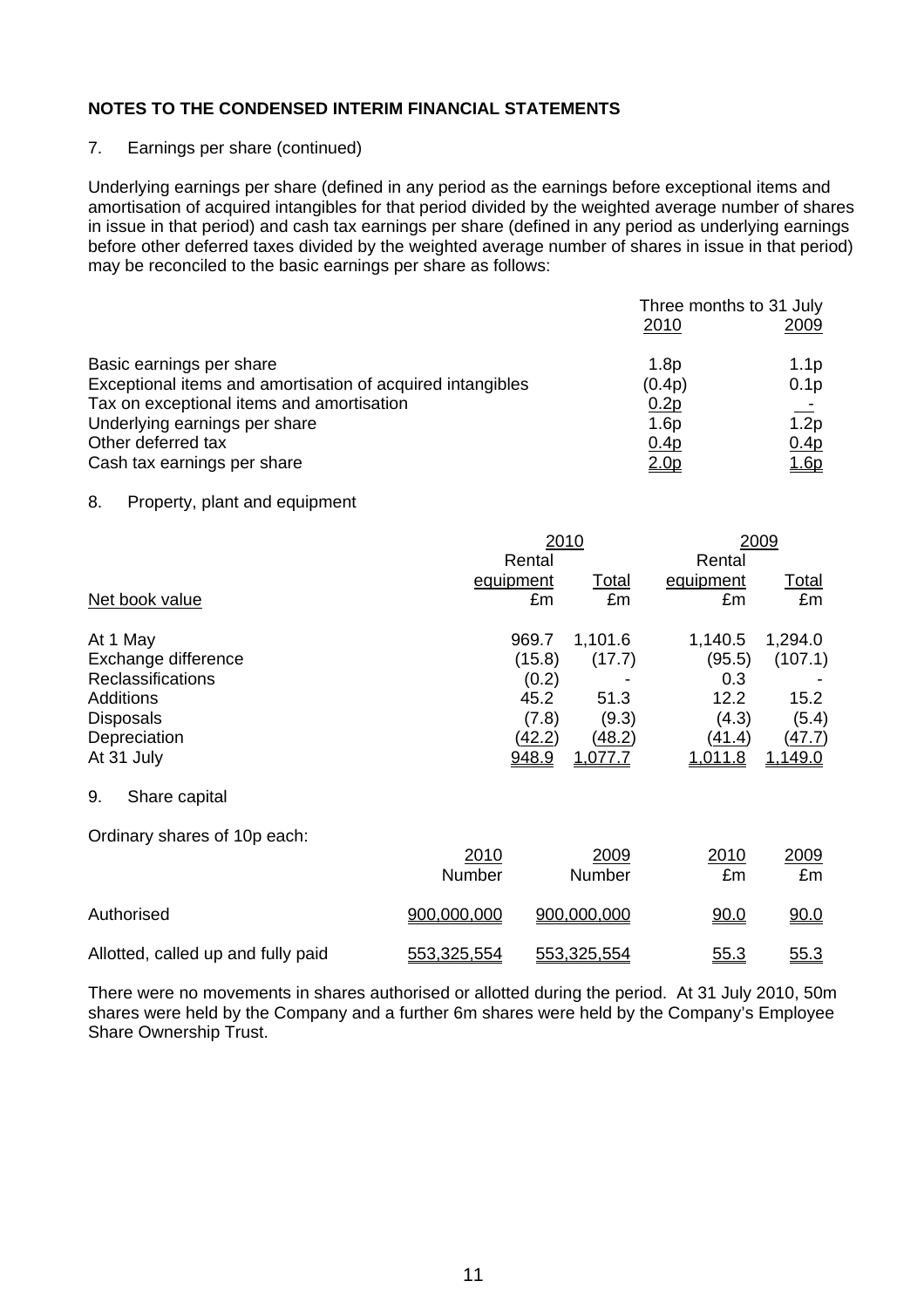**NOTES TO THE CONDENSED INTERIM FINANCIAL STATEMENTS**

7. Earnings per share (continued)

Underlying earnings per share (defined in any period as the earnings before exceptional items and amortisation of acquired intangibles for that period divided by the weighted average number of shares in issue in that period) and cash tax earnings per share (defined in any period as underlying earnings before other deferred taxes divided by the weighted average number of shares in issue in that period) may be reconciled to the basic earnings per share as follows:

| | Three months to 31 July | |
|---|---|---|
| | 2010 | 2009 |
| Basic earnings per share | 1.8p | 1.1p |
| Exceptional items and amortisation of acquired intangibles | (0.4p) | 0.1p |
| Tax on exceptional items and amortisation | 0.2p | - |
| Underlying earnings per share | 1.6p | 1.2p |
| Other deferred tax | 0.4p | 0.4p |
| Cash tax earnings per share | 2.0p | 1.6p |

8. Property, plant and equipment

| | 2010 | | 2009 | |
|---|---|---|---|---|
| | Rental equipment | Total | Rental equipment | Total |
| Net book value | £m | £m | £m | £m |
| At 1 May | 969.7 | 1,101.6 | 1,140.5 | 1,294.0 |
| Exchange difference | (15.8) | (17.7) | (95.5) | (107.1) |
| Reclassifications | (0.2) | - | 0.3 | - |
| Additions | 45.2 | 51.3 | 12.2 | 15.2 |
| Disposals | (7.8) | (9.3) | (4.3) | (5.4) |
| Depreciation | (42.2) | (48.2) | (41.4) | (47.7) |
| At 31 July | 948.9 | 1,077.7 | 1,011.8 | 1,149.0 |

9. Share capital

Ordinary shares of 10p each:

| | 2010 | 2009 | 2010 | 2009 |
|---|---|---|---|---|
| | Number | Number | £m | £m |
| Authorised | 900,000,000 | 900,000,000 | 90.0 | 90.0 |
| Allotted, called up and fully paid | 553,325,554 | 553,325,554 | 55.3 | 55.3 |

There were no movements in shares authorised or allotted during the period. At 31 July 2010, 50m shares were held by the Company and a further 6m shares were held by the Company's Employee Share Ownership Trust.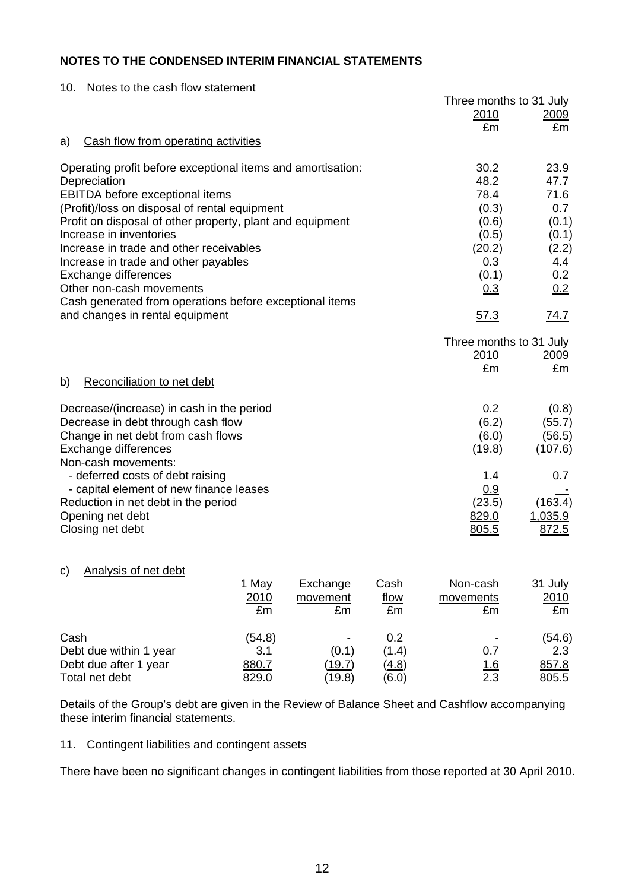## NOTES TO THE CONDENSED INTERIM FINANCIAL STATEMENTS

10. Notes to the cash flow statement

a) Cash flow from operating activities

| | Three months to 31 July 2010 £m | 2009 £m |
|---|---|---|
| Operating profit before exceptional items and amortisation: | 30.2 | 23.9 |
| Depreciation | 48.2 | 47.7 |
| EBITDA before exceptional items | 78.4 | 71.6 |
| (Profit)/loss on disposal of rental equipment | (0.3) | 0.7 |
| Profit on disposal of other property, plant and equipment | (0.6) | (0.1) |
| Increase in inventories | (0.5) | (0.1) |
| Increase in trade and other receivables | (20.2) | (2.2) |
| Increase in trade and other payables | 0.3 | 4.4 |
| Exchange differences | (0.1) | 0.2 |
| Other non-cash movements | 0.3 | 0.2 |
| Cash generated from operations before exceptional items and changes in rental equipment | 57.3 | 74.7 |

b) Reconciliation to net debt

| | Three months to 31 July 2010 £m | 2009 £m |
|---|---|---|
| Decrease/(increase) in cash in the period | 0.2 | (0.8) |
| Decrease in debt through cash flow | (6.2) | (55.7) |
| Change in net debt from cash flows | (6.0) | (56.5) |
| Exchange differences | (19.8) | (107.6) |
| Non-cash movements: | | |
| - deferred costs of debt raising | 1.4 | 0.7 |
| - capital element of new finance leases | 0.9 | - |
| Reduction in net debt in the period | (23.5) | (163.4) |
| Opening net debt | 829.0 | 1,035.9 |
| Closing net debt | 805.5 | 872.5 |

c) Analysis of net debt

| | 1 May 2010 £m | Exchange movement £m | Cash flow £m | Non-cash movements £m | 31 July 2010 £m |
|---|---|---|---|---|---|
| Cash | (54.8) | - | 0.2 | - | (54.6) |
| Debt due within 1 year | 3.1 | (0.1) | (1.4) | 0.7 | 2.3 |
| Debt due after 1 year | 880.7 | (19.7) | (4.8) | 1.6 | 857.8 |
| Total net debt | 829.0 | (19.8) | (6.0) | 2.3 | 805.5 |

Details of the Group's debt are given in the Review of Balance Sheet and Cashflow accompanying these interim financial statements.

11. Contingent liabilities and contingent assets

There have been no significant changes in contingent liabilities from those reported at 30 April 2010.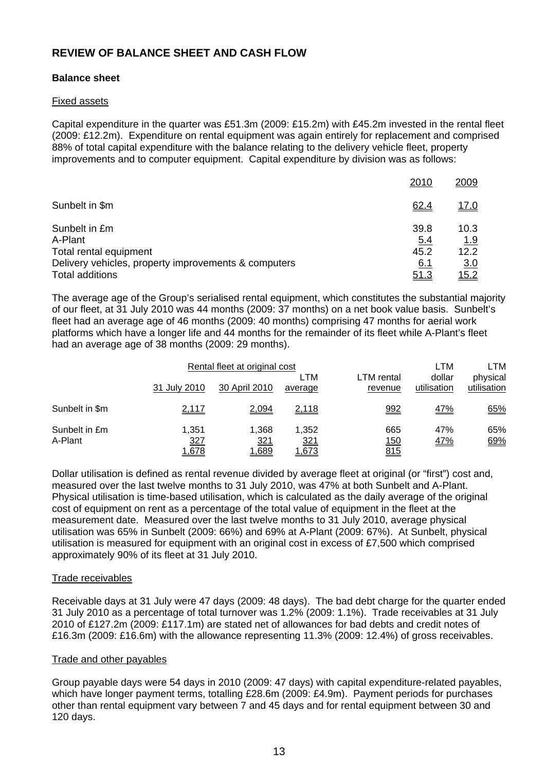## REVIEW OF BALANCE SHEET AND CASH FLOW

### Balance sheet

Fixed assets

Capital expenditure in the quarter was £51.3m (2009: £15.2m) with £45.2m invested in the rental fleet (2009: £12.2m). Expenditure on rental equipment was again entirely for replacement and comprised 88% of total capital expenditure with the balance relating to the delivery vehicle fleet, property improvements and to computer equipment. Capital expenditure by division was as follows:

| | 2010 | 2009 |
|---|---|---|
| Sunbelt in $m | 62.4 | 17.0 |
| Sunbelt in £m | 39.8 | 10.3 |
| A-Plant | 5.4 | 1.9 |
| Total rental equipment | 45.2 | 12.2 |
| Delivery vehicles, property improvements & computers | 6.1 | 3.0 |
| Total additions | 51.3 | 15.2 |

The average age of the Group's serialised rental equipment, which constitutes the substantial majority of our fleet, at 31 July 2010 was 44 months (2009: 37 months) on a net book value basis. Sunbelt's fleet had an average age of 46 months (2009: 40 months) comprising 47 months for aerial work platforms which have a longer life and 44 months for the remainder of its fleet while A-Plant's fleet had an average age of 38 months (2009: 29 months).

| | Rental fleet at original cost | | | | LTM | LTM |
|---|---|---|---|---|---|---|
| | 31 July 2010 | 30 April 2010 | LTM average | LTM rental revenue | dollar utilisation | physical utilisation |
| Sunbelt in $m | 2,117 | 2,094 | 2,118 | 992 | 47% | 65% |
| Sunbelt in £m | 1,351 | 1,368 | 1,352 | 665 | 47% | 65% |
| A-Plant | 327 | 321 | 321 | 150 | 47% | 69% |
| | 1,678 | 1,689 | 1,673 | 815 | | |

Dollar utilisation is defined as rental revenue divided by average fleet at original (or "first") cost and, measured over the last twelve months to 31 July 2010, was 47% at both Sunbelt and A-Plant. Physical utilisation is time-based utilisation, which is calculated as the daily average of the original cost of equipment on rent as a percentage of the total value of equipment in the fleet at the measurement date. Measured over the last twelve months to 31 July 2010, average physical utilisation was 65% in Sunbelt (2009: 66%) and 69% at A-Plant (2009: 67%). At Sunbelt, physical utilisation is measured for equipment with an original cost in excess of £7,500 which comprised approximately 90% of its fleet at 31 July 2010.

Trade receivables

Receivable days at 31 July were 47 days (2009: 48 days). The bad debt charge for the quarter ended 31 July 2010 as a percentage of total turnover was 1.2% (2009: 1.1%). Trade receivables at 31 July 2010 of £127.2m (2009: £117.1m) are stated net of allowances for bad debts and credit notes of £16.3m (2009: £16.6m) with the allowance representing 11.3% (2009: 12.4%) of gross receivables.

Trade and other payables

Group payable days were 54 days in 2010 (2009: 47 days) with capital expenditure-related payables, which have longer payment terms, totalling £28.6m (2009: £4.9m). Payment periods for purchases other than rental equipment vary between 7 and 45 days and for rental equipment between 30 and 120 days.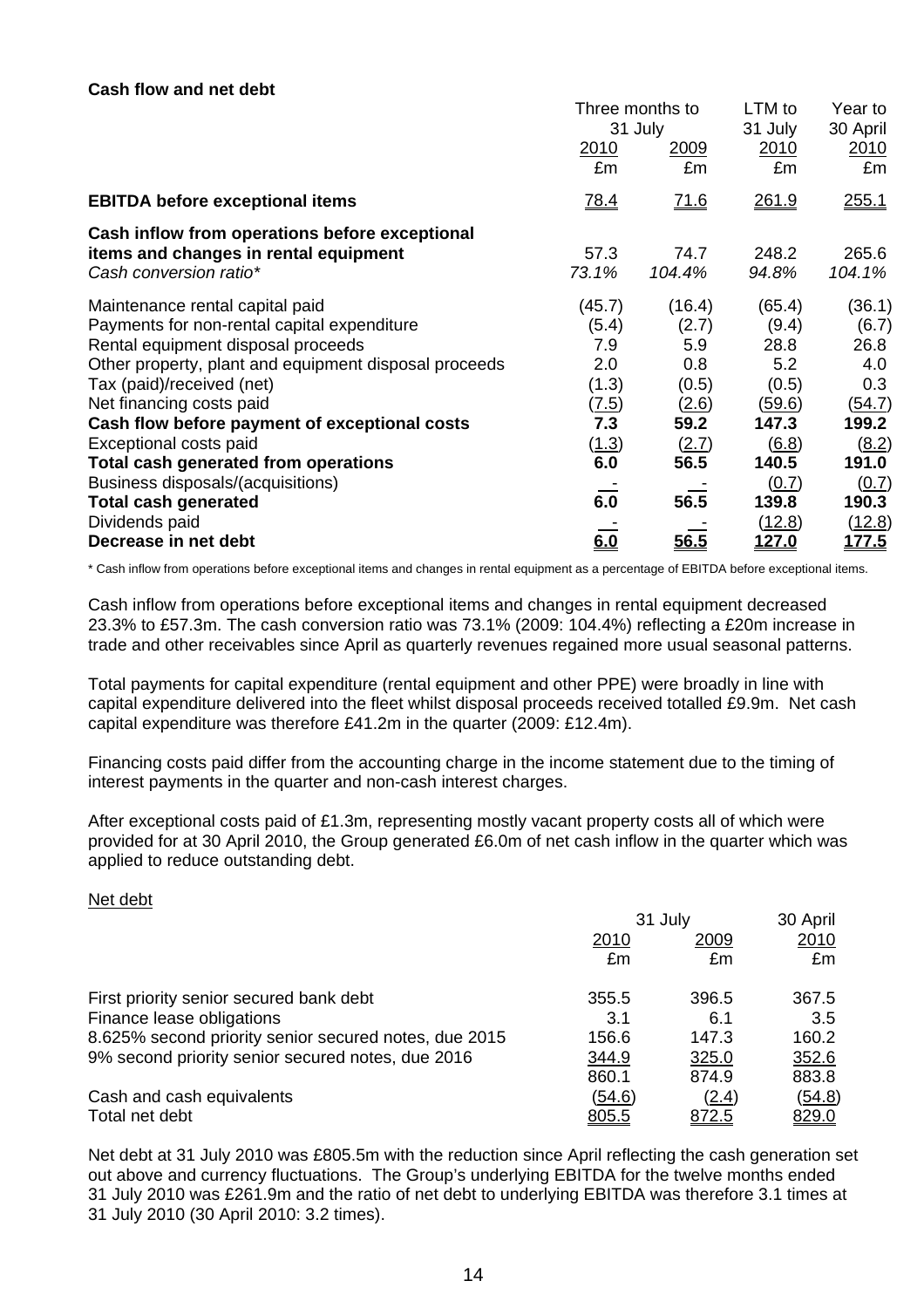**Cash flow and net debt**

| | Three months to 31 July 2010 £m | Three months to 31 July 2009 £m | LTM to 31 July 2010 £m | Year to 30 April 2010 £m |
|---|---|---|---|---|
| **EBITDA before exceptional items** | 78.4 | 71.6 | 261.9 | 255.1 |
| **Cash inflow from operations before exceptional items and changes in rental equipment** | 57.3 | 74.7 | 248.2 | 265.6 |
| *Cash conversion ratio** | *73.1%* | *104.4%* | *94.8%* | *104.1%* |
| Maintenance rental capital paid | (45.7) | (16.4) | (65.4) | (36.1) |
| Payments for non-rental capital expenditure | (5.4) | (2.7) | (9.4) | (6.7) |
| Rental equipment disposal proceeds | 7.9 | 5.9 | 28.8 | 26.8 |
| Other property, plant and equipment disposal proceeds | 2.0 | 0.8 | 5.2 | 4.0 |
| Tax (paid)/received (net) | (1.3) | (0.5) | (0.5) | 0.3 |
| Net financing costs paid | (7.5) | (2.6) | (59.6) | (54.7) |
| **Cash flow before payment of exceptional costs** | **7.3** | **59.2** | **147.3** | **199.2** |
| Exceptional costs paid | (1.3) | (2.7) | (6.8) | (8.2) |
| **Total cash generated from operations** | **6.0** | **56.5** | **140.5** | **191.0** |
| Business disposals/(acquisitions) | - | - | (0.7) | (0.7) |
| **Total cash generated** | **6.0** | **56.5** | **139.8** | **190.3** |
| Dividends paid | - | - | (12.8) | (12.8) |
| **Decrease in net debt** | **6.0** | **56.5** | **127.0** | **177.5** |

\* Cash inflow from operations before exceptional items and changes in rental equipment as a percentage of EBITDA before exceptional items.

Cash inflow from operations before exceptional items and changes in rental equipment decreased 23.3% to £57.3m. The cash conversion ratio was 73.1% (2009: 104.4%) reflecting a £20m increase in trade and other receivables since April as quarterly revenues regained more usual seasonal patterns.

Total payments for capital expenditure (rental equipment and other PPE) were broadly in line with capital expenditure delivered into the fleet whilst disposal proceeds received totalled £9.9m. Net cash capital expenditure was therefore £41.2m in the quarter (2009: £12.4m).

Financing costs paid differ from the accounting charge in the income statement due to the timing of interest payments in the quarter and non-cash interest charges.

After exceptional costs paid of £1.3m, representing mostly vacant property costs all of which were provided for at 30 April 2010, the Group generated £6.0m of net cash inflow in the quarter which was applied to reduce outstanding debt.

Net debt

| | 31 July 2010 £m | 31 July 2009 £m | 30 April 2010 £m |
|---|---|---|---|
| First priority senior secured bank debt | 355.5 | 396.5 | 367.5 |
| Finance lease obligations | 3.1 | 6.1 | 3.5 |
| 8.625% second priority senior secured notes, due 2015 | 156.6 | 147.3 | 160.2 |
| 9% second priority senior secured notes, due 2016 | 344.9 | 325.0 | 352.6 |
| | 860.1 | 874.9 | 883.8 |
| Cash and cash equivalents | (54.6) | (2.4) | (54.8) |
| Total net debt | 805.5 | 872.5 | 829.0 |

Net debt at 31 July 2010 was £805.5m with the reduction since April reflecting the cash generation set out above and currency fluctuations. The Group's underlying EBITDA for the twelve months ended 31 July 2010 was £261.9m and the ratio of net debt to underlying EBITDA was therefore 3.1 times at 31 July 2010 (30 April 2010: 3.2 times).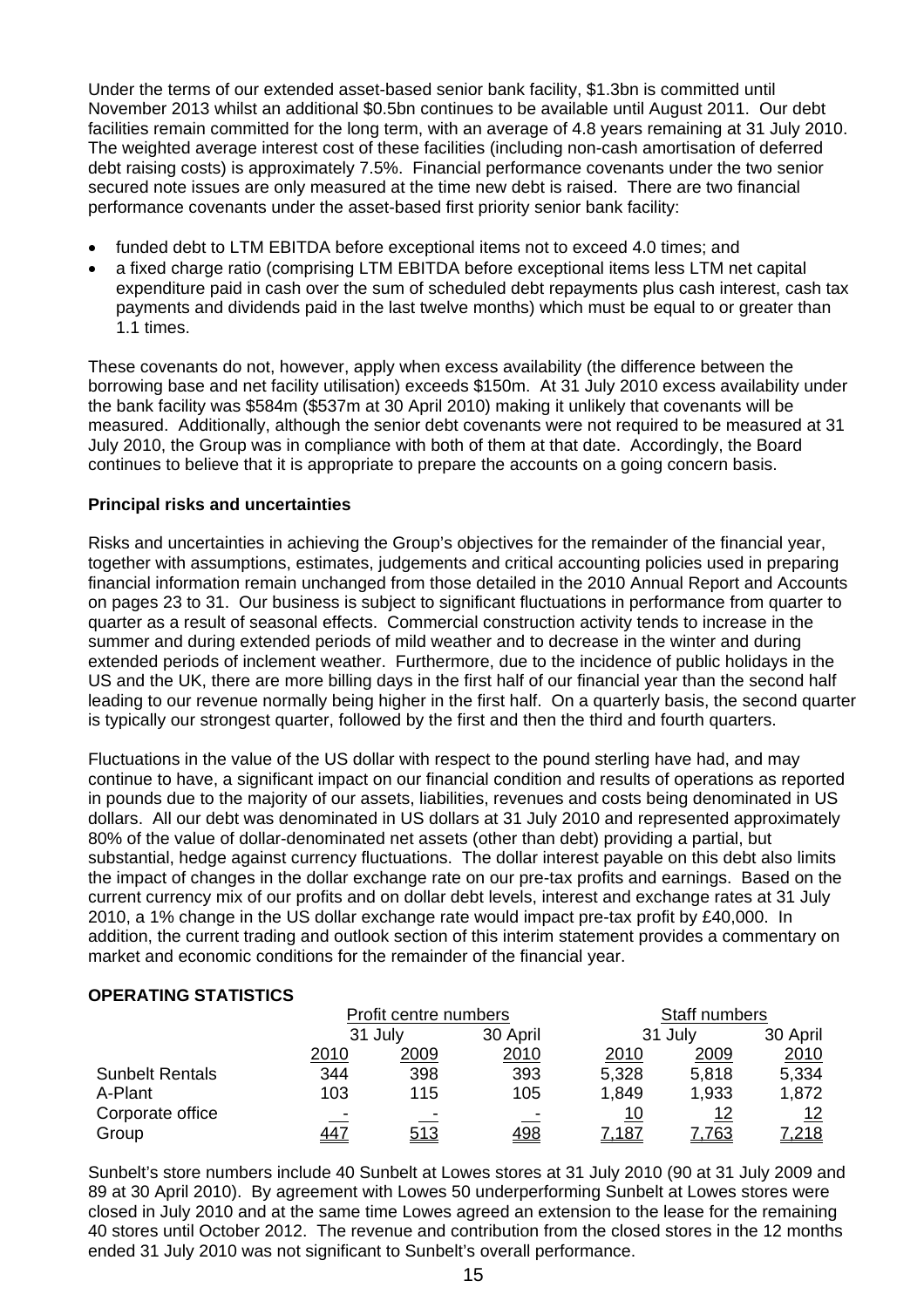Under the terms of our extended asset-based senior bank facility, $1.3bn is committed until November 2013 whilst an additional $0.5bn continues to be available until August 2011. Our debt facilities remain committed for the long term, with an average of 4.8 years remaining at 31 July 2010. The weighted average interest cost of these facilities (including non-cash amortisation of deferred debt raising costs) is approximately 7.5%. Financial performance covenants under the two senior secured note issues are only measured at the time new debt is raised. There are two financial performance covenants under the asset-based first priority senior bank facility:

- funded debt to LTM EBITDA before exceptional items not to exceed 4.0 times; and
- a fixed charge ratio (comprising LTM EBITDA before exceptional items less LTM net capital expenditure paid in cash over the sum of scheduled debt repayments plus cash interest, cash tax payments and dividends paid in the last twelve months) which must be equal to or greater than 1.1 times.

These covenants do not, however, apply when excess availability (the difference between the borrowing base and net facility utilisation) exceeds $150m. At 31 July 2010 excess availability under the bank facility was $584m ($537m at 30 April 2010) making it unlikely that covenants will be measured. Additionally, although the senior debt covenants were not required to be measured at 31 July 2010, the Group was in compliance with both of them at that date. Accordingly, the Board continues to believe that it is appropriate to prepare the accounts on a going concern basis.

**Principal risks and uncertainties**

Risks and uncertainties in achieving the Group's objectives for the remainder of the financial year, together with assumptions, estimates, judgements and critical accounting policies used in preparing financial information remain unchanged from those detailed in the 2010 Annual Report and Accounts on pages 23 to 31. Our business is subject to significant fluctuations in performance from quarter to quarter as a result of seasonal effects. Commercial construction activity tends to increase in the summer and during extended periods of mild weather and to decrease in the winter and during extended periods of inclement weather. Furthermore, due to the incidence of public holidays in the US and the UK, there are more billing days in the first half of our financial year than the second half leading to our revenue normally being higher in the first half. On a quarterly basis, the second quarter is typically our strongest quarter, followed by the first and then the third and fourth quarters.

Fluctuations in the value of the US dollar with respect to the pound sterling have had, and may continue to have, a significant impact on our financial condition and results of operations as reported in pounds due to the majority of our assets, liabilities, revenues and costs being denominated in US dollars. All our debt was denominated in US dollars at 31 July 2010 and represented approximately 80% of the value of dollar-denominated net assets (other than debt) providing a partial, but substantial, hedge against currency fluctuations. The dollar interest payable on this debt also limits the impact of changes in the dollar exchange rate on our pre-tax profits and earnings. Based on the current currency mix of our profits and on dollar debt levels, interest and exchange rates at 31 July 2010, a 1% change in the US dollar exchange rate would impact pre-tax profit by £40,000. In addition, the current trading and outlook section of this interim statement provides a commentary on market and economic conditions for the remainder of the financial year.

**OPERATING STATISTICS**

| | Profit centre numbers | | | Staff numbers | | |
|---|---|---|---|---|---|---|
| | 31 July | | 30 April | 31 July | | 30 April |
| | 2010 | 2009 | 2010 | 2010 | 2009 | 2010 |
| Sunbelt Rentals | 344 | 398 | 393 | 5,328 | 5,818 | 5,334 |
| A-Plant | 103 | 115 | 105 | 1,849 | 1,933 | 1,872 |
| Corporate office | - | - | - | 10 | 12 | 12 |
| Group | 447 | 513 | 498 | 7,187 | 7,763 | 7,218 |

Sunbelt's store numbers include 40 Sunbelt at Lowes stores at 31 July 2010 (90 at 31 July 2009 and 89 at 30 April 2010). By agreement with Lowes 50 underperforming Sunbelt at Lowes stores were closed in July 2010 and at the same time Lowes agreed an extension to the lease for the remaining 40 stores until October 2012. The revenue and contribution from the closed stores in the 12 months ended 31 July 2010 was not significant to Sunbelt's overall performance.